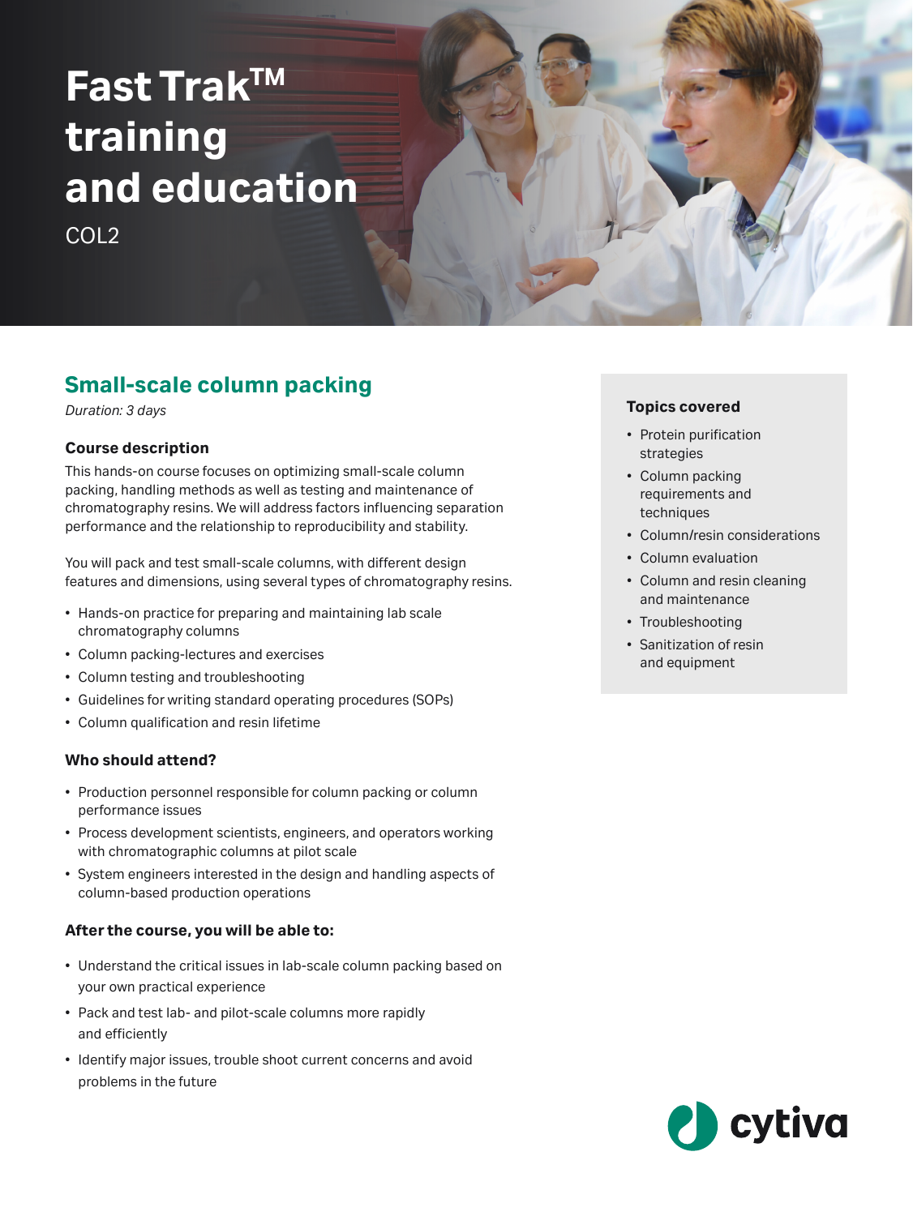# Fast Trak™ training and education

COL2

## Small-scale column packing

*Duration: 3 days*

### Course description

This hands-on course focuses on optimizing small-scale column packing, handling methods as well as testing and maintenance of chromatography resins. We will address factors influencing separation performance and the relationship to reproducibility and stability.

You will pack and test small-scale columns, with different design features and dimensions, using several types of chromatography resins.

- Hands-on practice for preparing and maintaining lab scale chromatography columns
- Column packing-lectures and exercises
- Column testing and troubleshooting
- Guidelines for writing standard operating procedures (SOPs)
- Column qualification and resin lifetime

### Who should attend?

- Production personnel responsible for column packing or column performance issues
- Process development scientists, engineers, and operators working with chromatographic columns at pilot scale
- System engineers interested in the design and handling aspects of column-based production operations

### After the course, you will be able to:

- Understand the critical issues in lab-scale column packing based on your own practical experience
- Pack and test lab- and pilot-scale columns more rapidly and efficiently
- Identify major issues, trouble shoot current concerns and avoid problems in the future

### Topics covered

- Protein purification strategies
- Column packing requirements and techniques
- Column/resin considerations
- Column evaluation
- Column and resin cleaning and maintenance
- Troubleshooting
- Sanitization of resin and equipment

cytiva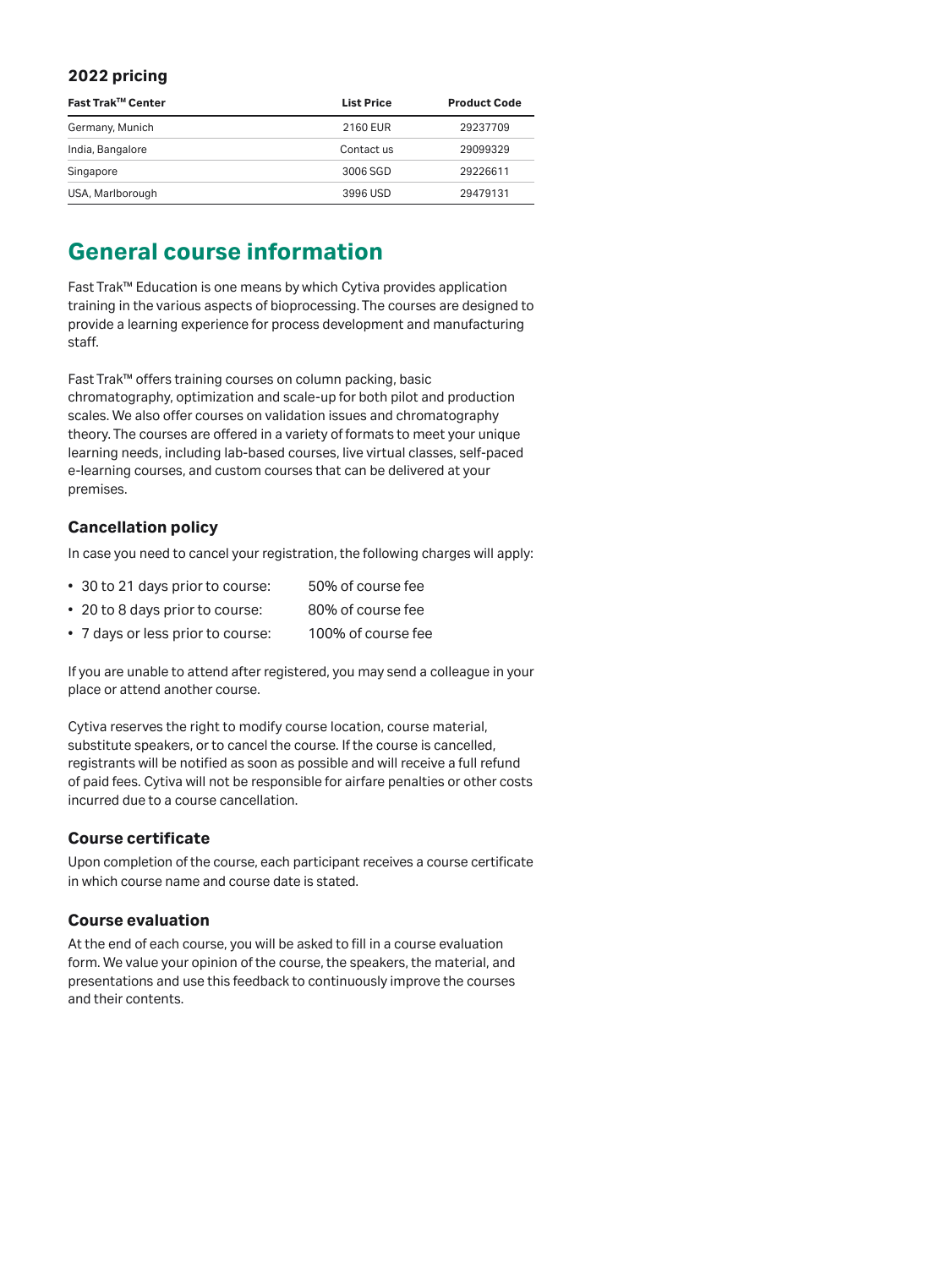### 2022 pricing

| Fast Trak™ Center | List Price | Product Code |
|---|---|---|
| Germany, Munich | 2160 EUR | 29237709 |
| India, Bangalore | Contact us | 29099329 |
| Singapore | 3006 SGD | 29226611 |
| USA, Marlborough | 3996 USD | 29479131 |

## General course information

Fast Trak™ Education is one means by which Cytiva provides application training in the various aspects of bioprocessing. The courses are designed to provide a learning experience for process development and manufacturing staff.

Fast Trak™ offers training courses on column packing, basic chromatography, optimization and scale-up for both pilot and production scales. We also offer courses on validation issues and chromatography theory. The courses are offered in a variety of formats to meet your unique learning needs, including lab-based courses, live virtual classes, self-paced e-learning courses, and custom courses that can be delivered at your premises.

### Cancellation policy

In case you need to cancel your registration, the following charges will apply:

- 30 to 21 days prior to course: 50% of course fee
- 20 to 8 days prior to course: 80% of course fee
- 7 days or less prior to course: 100% of course fee

If you are unable to attend after registered, you may send a colleague in your place or attend another course.

Cytiva reserves the right to modify course location, course material, substitute speakers, or to cancel the course. If the course is cancelled, registrants will be notified as soon as possible and will receive a full refund of paid fees. Cytiva will not be responsible for airfare penalties or other costs incurred due to a course cancellation.

### Course certificate

Upon completion of the course, each participant receives a course certificate in which course name and course date is stated.

### Course evaluation

At the end of each course, you will be asked to fill in a course evaluation form. We value your opinion of the course, the speakers, the material, and presentations and use this feedback to continuously improve the courses and their contents.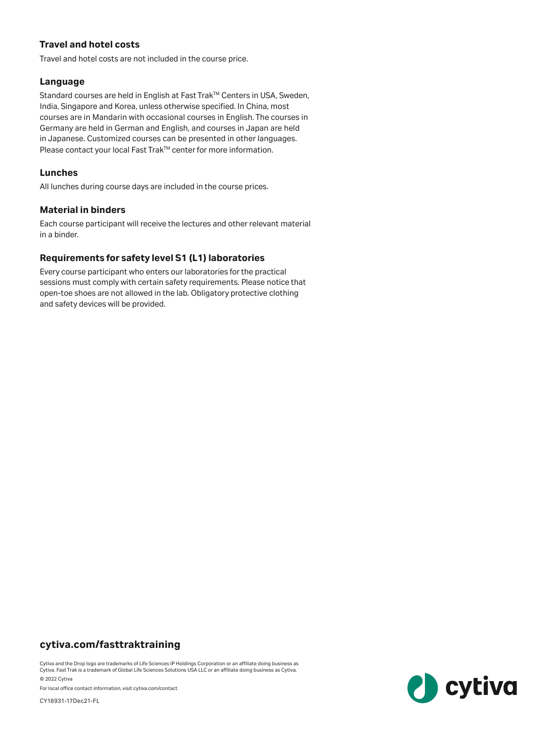### Travel and hotel costs

Travel and hotel costs are not included in the course price.

### Language

Standard courses are held in English at Fast Trak™ Centers in USA, Sweden, India, Singapore and Korea, unless otherwise specified. In China, most courses are in Mandarin with occasional courses in English. The courses in Germany are held in German and English, and courses in Japan are held in Japanese. Customized courses can be presented in other languages. Please contact your local Fast Trak™ center for more information.

### Lunches

All lunches during course days are included in the course prices.

### Material in binders

Each course participant will receive the lectures and other relevant material in a binder.

### Requirements for safety level S1 (L1) laboratories

Every course participant who enters our laboratories for the practical sessions must comply with certain safety requirements. Please notice that open-toe shoes are not allowed in the lab. Obligatory protective clothing and safety devices will be provided.

**cytiva.com/fasttraktraining**

Cytiva and the Drop logo are trademarks of Life Sciences IP Holdings Corporation or an affiliate doing business as Cytiva. Fast Trak is a trademark of Global Life Sciences Solutions USA LLC or an affiliate doing business as Cytiva.

© 2022 Cytiva

For local office contact information, visit cytiva.com/contact

CY18931-17Dec21-FL